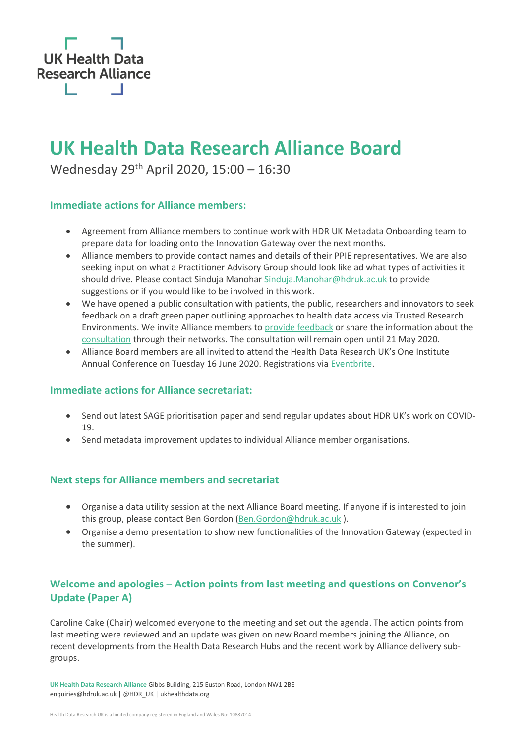UK Health Data Research Alliance

# UK Health Data Research Alliance Board

Wednesday 29th April 2020, 15:00 – 16:30

## Immediate actions for Alliance members:

- Agreement from Alliance members to continue work with HDR UK Metadata Onboarding team to prepare data for loading onto the Innovation Gateway over the next months.
- Alliance members to provide contact names and details of their PPIE representatives. We are also seeking input on what a Practitioner Advisory Group should look like ad what types of activities it should drive. Please contact Sinduja Manohar Sinduja.Manohar@hdruk.ac.uk to provide suggestions or if you would like to be involved in this work.
- We have opened a public consultation with patients, the public, researchers and innovators to seek feedback on a draft green paper outlining approaches to health data access via Trusted Research Environments. We invite Alliance members to provide feedback or share the information about the consultation through their networks. The consultation will remain open until 21 May 2020.
- Alliance Board members are all invited to attend the Health Data Research UK's One Institute Annual Conference on Tuesday 16 June 2020. Registrations via Eventbrite.

## Immediate actions for Alliance secretariat:

- Send out latest SAGE prioritisation paper and send regular updates about HDR UK's work on COVID-19.
- Send metadata improvement updates to individual Alliance member organisations.

## Next steps for Alliance members and secretariat

- Organise a data utility session at the next Alliance Board meeting. If anyone if is interested to join this group, please contact Ben Gordon (Ben.Gordon@hdruk.ac.uk ).
- Organise a demo presentation to show new functionalities of the Innovation Gateway (expected in the summer).

## Welcome and apologies – Action points from last meeting and questions on Convenor's Update (Paper A)

Caroline Cake (Chair) welcomed everyone to the meeting and set out the agenda. The action points from last meeting were reviewed and an update was given on new Board members joining the Alliance, on recent developments from the Health Data Research Hubs and the recent work by Alliance delivery sub-groups.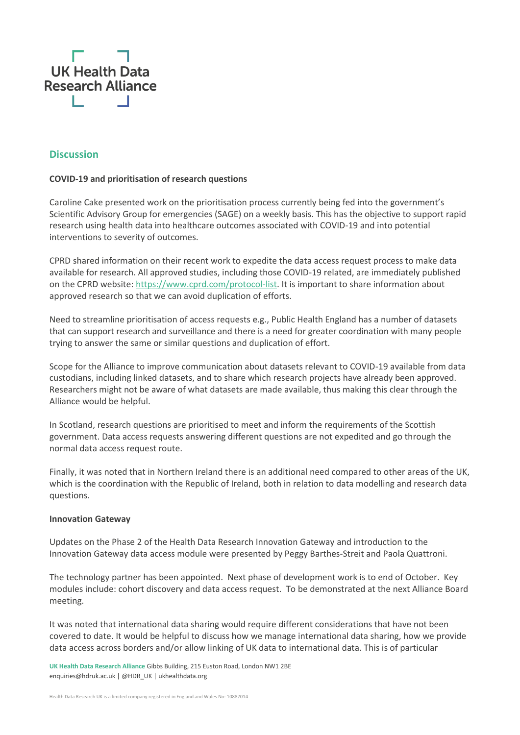## Discussion

**COVID-19 and prioritisation of research questions**

Caroline Cake presented work on the prioritisation process currently being fed into the government's Scientific Advisory Group for emergencies (SAGE) on a weekly basis. This has the objective to support rapid research using health data into healthcare outcomes associated with COVID-19 and into potential interventions to severity of outcomes.

CPRD shared information on their recent work to expedite the data access request process to make data available for research. All approved studies, including those COVID-19 related, are immediately published on the CPRD website: https://www.cprd.com/protocol-list. It is important to share information about approved research so that we can avoid duplication of efforts.

Need to streamline prioritisation of access requests e.g., Public Health England has a number of datasets that can support research and surveillance and there is a need for greater coordination with many people trying to answer the same or similar questions and duplication of effort.

Scope for the Alliance to improve communication about datasets relevant to COVID-19 available from data custodians, including linked datasets, and to share which research projects have already been approved. Researchers might not be aware of what datasets are made available, thus making this clear through the Alliance would be helpful.

In Scotland, research questions are prioritised to meet and inform the requirements of the Scottish government. Data access requests answering different questions are not expedited and go through the normal data access request route.

Finally, it was noted that in Northern Ireland there is an additional need compared to other areas of the UK, which is the coordination with the Republic of Ireland, both in relation to data modelling and research data questions.

**Innovation Gateway**

Updates on the Phase 2 of the Health Data Research Innovation Gateway and introduction to the Innovation Gateway data access module were presented by Peggy Barthes-Streit and Paola Quattroni.

The technology partner has been appointed. Next phase of development work is to end of October. Key modules include: cohort discovery and data access request. To be demonstrated at the next Alliance Board meeting.

It was noted that international data sharing would require different considerations that have not been covered to date. It would be helpful to discuss how we manage international data sharing, how we provide data access across borders and/or allow linking of UK data to international data. This is of particular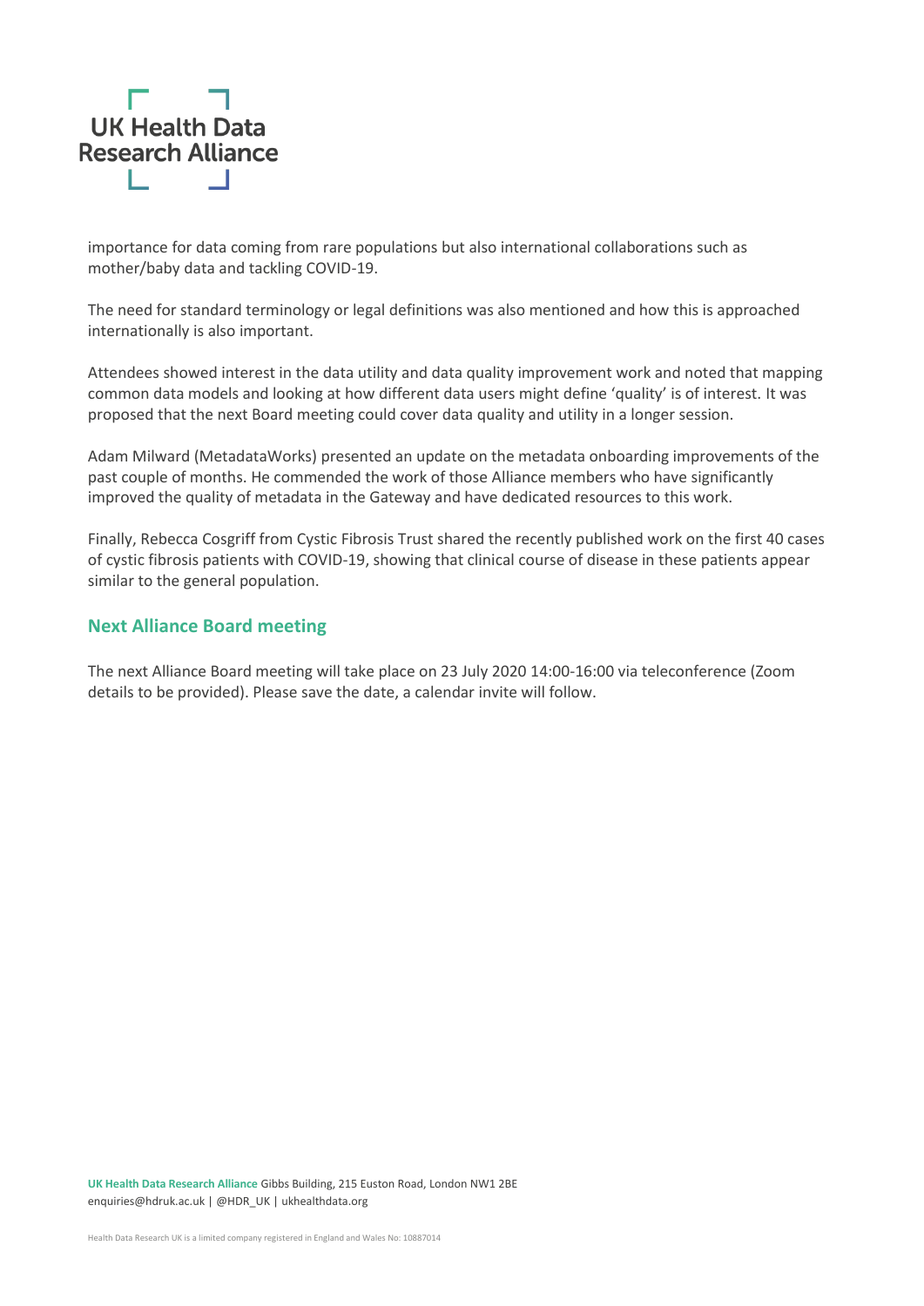importance for data coming from rare populations but also international collaborations such as mother/baby data and tackling COVID-19.

The need for standard terminology or legal definitions was also mentioned and how this is approached internationally is also important.

Attendees showed interest in the data utility and data quality improvement work and noted that mapping common data models and looking at how different data users might define 'quality' is of interest. It was proposed that the next Board meeting could cover data quality and utility in a longer session.

Adam Milward (MetadataWorks) presented an update on the metadata onboarding improvements of the past couple of months. He commended the work of those Alliance members who have significantly improved the quality of metadata in the Gateway and have dedicated resources to this work.

Finally, Rebecca Cosgriff from Cystic Fibrosis Trust shared the recently published work on the first 40 cases of cystic fibrosis patients with COVID-19, showing that clinical course of disease in these patients appear similar to the general population.

## Next Alliance Board meeting

The next Alliance Board meeting will take place on 23 July 2020 14:00-16:00 via teleconference (Zoom details to be provided). Please save the date, a calendar invite will follow.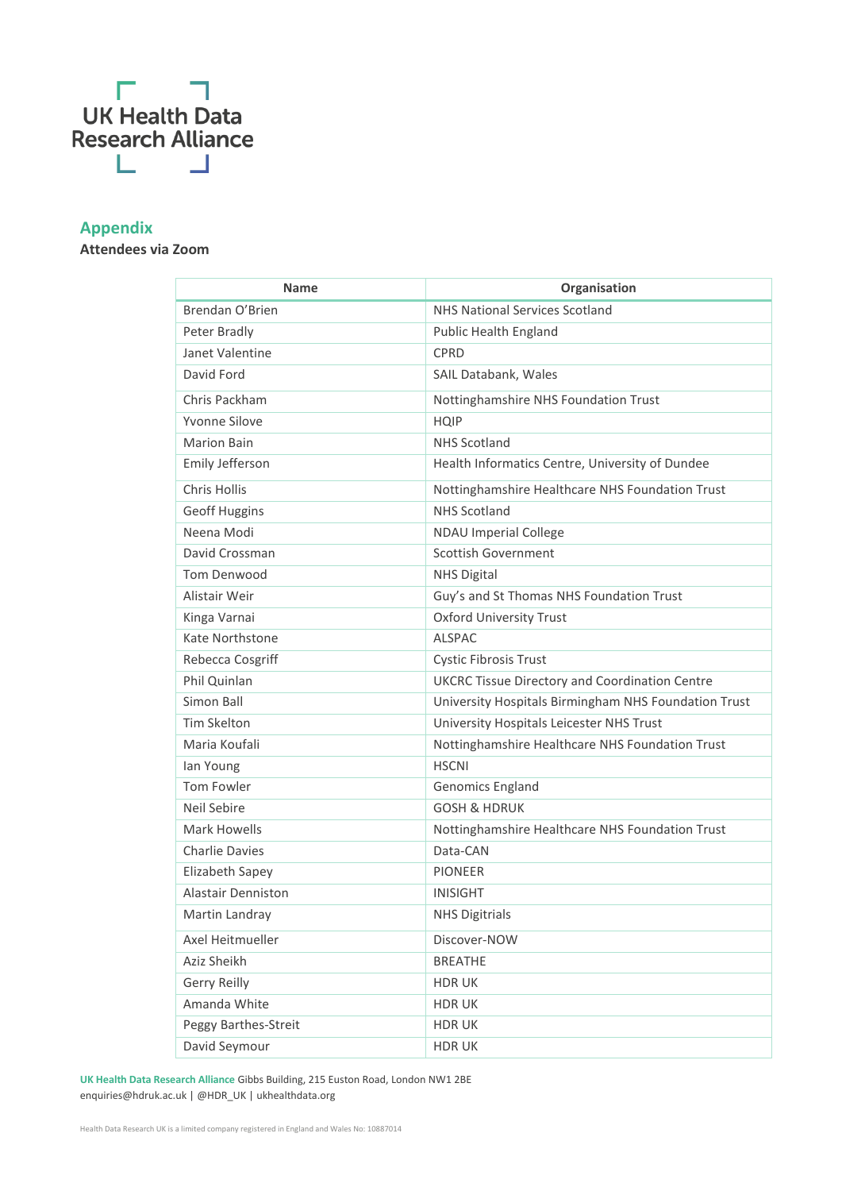UK Health Data Research Alliance

## Appendix

**Attendees via Zoom**

| Name | Organisation |
|---|---|
| Brendan O'Brien | NHS National Services Scotland |
| Peter Bradly | Public Health England |
| Janet Valentine | CPRD |
| David Ford | SAIL Databank, Wales |
| Chris Packham | Nottinghamshire NHS Foundation Trust |
| Yvonne Silove | HQIP |
| Marion Bain | NHS Scotland |
| Emily Jefferson | Health Informatics Centre, University of Dundee |
| Chris Hollis | Nottinghamshire Healthcare NHS Foundation Trust |
| Geoff Huggins | NHS Scotland |
| Neena Modi | NDAU Imperial College |
| David Crossman | Scottish Government |
| Tom Denwood | NHS Digital |
| Alistair Weir | Guy's and St Thomas NHS Foundation Trust |
| Kinga Varnai | Oxford University Trust |
| Kate Northstone | ALSPAC |
| Rebecca Cosgriff | Cystic Fibrosis Trust |
| Phil Quinlan | UKCRC Tissue Directory and Coordination Centre |
| Simon Ball | University Hospitals Birmingham NHS Foundation Trust |
| Tim Skelton | University Hospitals Leicester NHS Trust |
| Maria Koufali | Nottinghamshire Healthcare NHS Foundation Trust |
| Ian Young | HSCNI |
| Tom Fowler | Genomics England |
| Neil Sebire | GOSH & HDRUK |
| Mark Howells | Nottinghamshire Healthcare NHS Foundation Trust |
| Charlie Davies | Data-CAN |
| Elizabeth Sapey | PIONEER |
| Alastair Denniston | INISIGHT |
| Martin Landray | NHS Digitrials |
| Axel Heitmueller | Discover-NOW |
| Aziz Sheikh | BREATHE |
| Gerry Reilly | HDR UK |
| Amanda White | HDR UK |
| Peggy Barthes-Streit | HDR UK |
| David Seymour | HDR UK |

**UK Health Data Research Alliance** Gibbs Building, 215 Euston Road, London NW1 2BE
enquiries@hdruk.ac.uk | @HDR_UK | ukhealthdata.org

Health Data Research UK is a limited company registered in England and Wales No: 10887014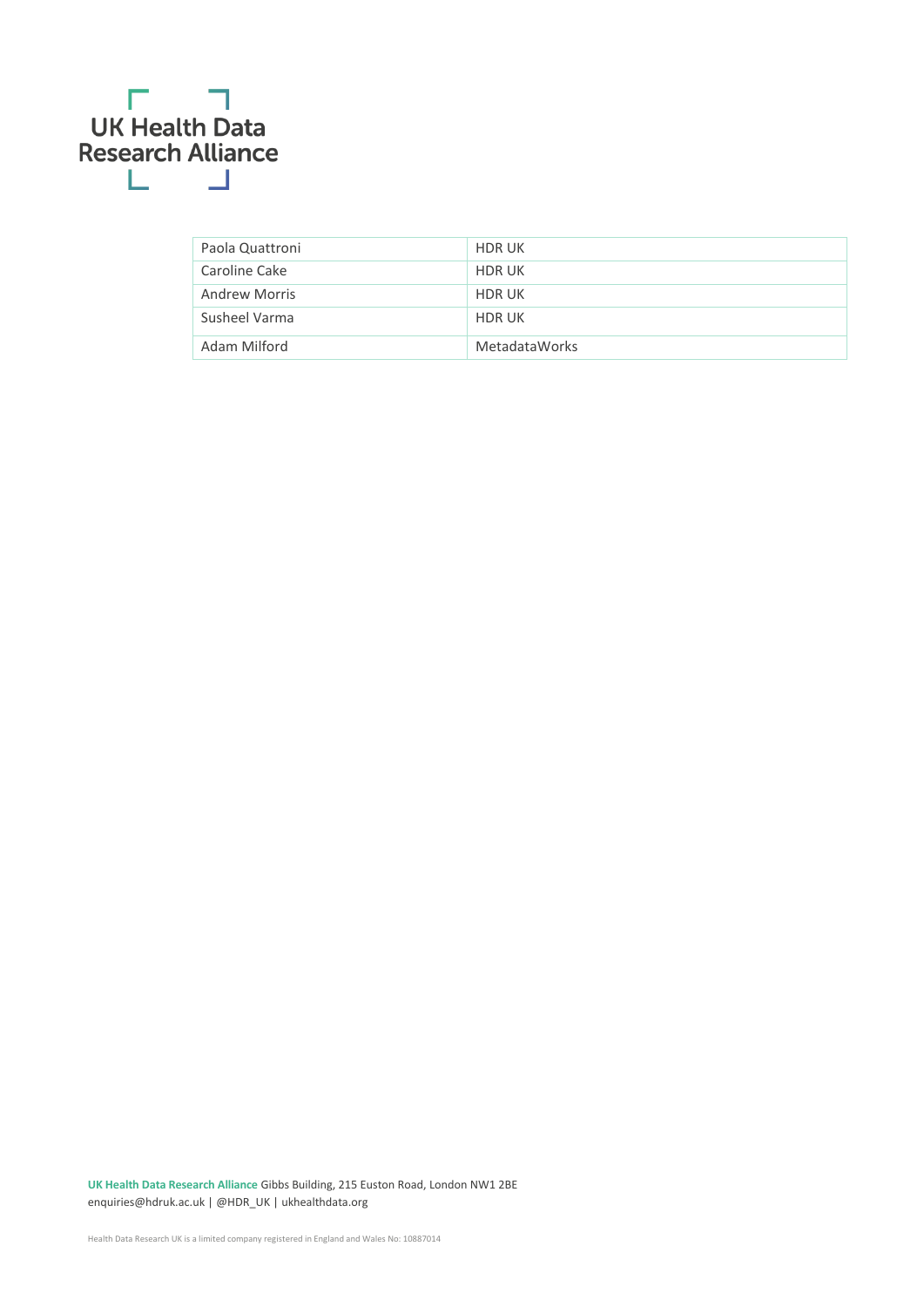| | |
|---|---|
| Paola Quattroni | HDR UK |
| Caroline Cake | HDR UK |
| Andrew Morris | HDR UK |
| Susheel Varma | HDR UK |
| Adam Milford | MetadataWorks |